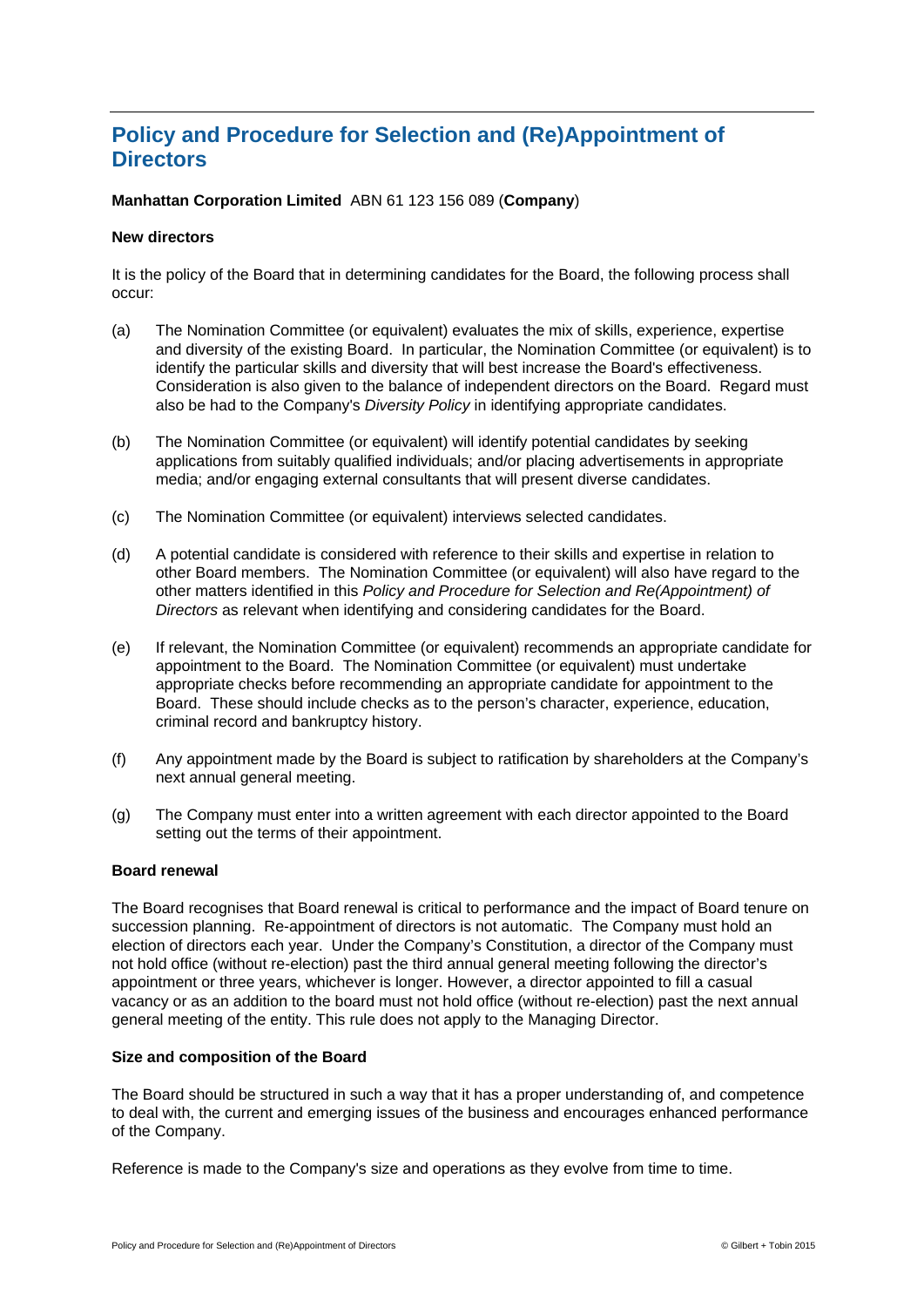# Policy and Procedure for Selection and (Re)Appointment of Directors

**Manhattan Corporation Limited** ABN 61 123 156 089 (**Company**)

**New directors**

It is the policy of the Board that in determining candidates for the Board, the following process shall occur:

(a) The Nomination Committee (or equivalent) evaluates the mix of skills, experience, expertise and diversity of the existing Board. In particular, the Nomination Committee (or equivalent) is to identify the particular skills and diversity that will best increase the Board's effectiveness. Consideration is also given to the balance of independent directors on the Board. Regard must also be had to the Company's *Diversity Policy* in identifying appropriate candidates.

(b) The Nomination Committee (or equivalent) will identify potential candidates by seeking applications from suitably qualified individuals; and/or placing advertisements in appropriate media; and/or engaging external consultants that will present diverse candidates.

(c) The Nomination Committee (or equivalent) interviews selected candidates.

(d) A potential candidate is considered with reference to their skills and expertise in relation to other Board members. The Nomination Committee (or equivalent) will also have regard to the other matters identified in this *Policy and Procedure for Selection and Re(Appointment) of Directors* as relevant when identifying and considering candidates for the Board.

(e) If relevant, the Nomination Committee (or equivalent) recommends an appropriate candidate for appointment to the Board. The Nomination Committee (or equivalent) must undertake appropriate checks before recommending an appropriate candidate for appointment to the Board. These should include checks as to the person's character, experience, education, criminal record and bankruptcy history.

(f) Any appointment made by the Board is subject to ratification by shareholders at the Company's next annual general meeting.

(g) The Company must enter into a written agreement with each director appointed to the Board setting out the terms of their appointment.

**Board renewal**

The Board recognises that Board renewal is critical to performance and the impact of Board tenure on succession planning. Re-appointment of directors is not automatic. The Company must hold an election of directors each year. Under the Company's Constitution, a director of the Company must not hold office (without re-election) past the third annual general meeting following the director's appointment or three years, whichever is longer. However, a director appointed to fill a casual vacancy or as an addition to the board must not hold office (without re-election) past the next annual general meeting of the entity. This rule does not apply to the Managing Director.

**Size and composition of the Board**

The Board should be structured in such a way that it has a proper understanding of, and competence to deal with, the current and emerging issues of the business and encourages enhanced performance of the Company.

Reference is made to the Company's size and operations as they evolve from time to time.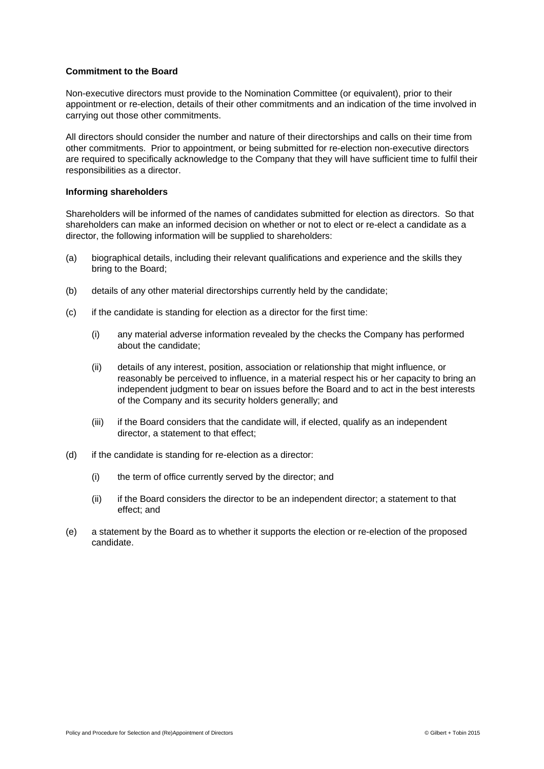**Commitment to the Board**

Non-executive directors must provide to the Nomination Committee (or equivalent), prior to their appointment or re-election, details of their other commitments and an indication of the time involved in carrying out those other commitments.

All directors should consider the number and nature of their directorships and calls on their time from other commitments. Prior to appointment, or being submitted for re-election non-executive directors are required to specifically acknowledge to the Company that they will have sufficient time to fulfil their responsibilities as a director.

**Informing shareholders**

Shareholders will be informed of the names of candidates submitted for election as directors. So that shareholders can make an informed decision on whether or not to elect or re-elect a candidate as a director, the following information will be supplied to shareholders:

(a) biographical details, including their relevant qualifications and experience and the skills they bring to the Board;

(b) details of any other material directorships currently held by the candidate;

(c) if the candidate is standing for election as a director for the first time:

  (i) any material adverse information revealed by the checks the Company has performed about the candidate;

  (ii) details of any interest, position, association or relationship that might influence, or reasonably be perceived to influence, in a material respect his or her capacity to bring an independent judgment to bear on issues before the Board and to act in the best interests of the Company and its security holders generally; and

  (iii) if the Board considers that the candidate will, if elected, qualify as an independent director, a statement to that effect;

(d) if the candidate is standing for re-election as a director:

  (i) the term of office currently served by the director; and

  (ii) if the Board considers the director to be an independent director; a statement to that effect; and

(e) a statement by the Board as to whether it supports the election or re-election of the proposed candidate.